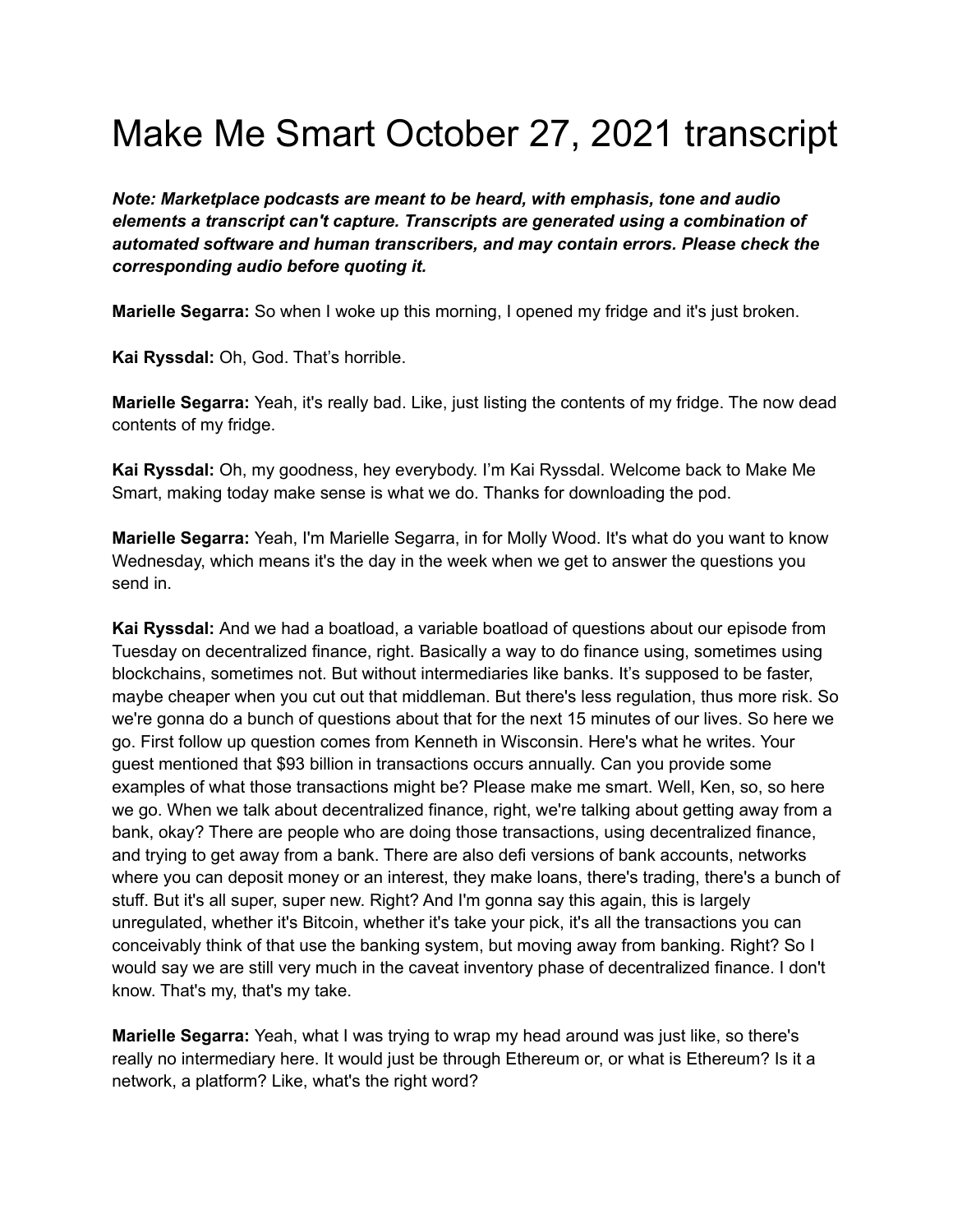# Make Me Smart October 27, 2021 transcript

***Note: Marketplace podcasts are meant to be heard, with emphasis, tone and audio elements a transcript can't capture. Transcripts are generated using a combination of automated software and human transcribers, and may contain errors. Please check the corresponding audio before quoting it.***

**Marielle Segarra:** So when I woke up this morning, I opened my fridge and it's just broken.

**Kai Ryssdal:** Oh, God. That's horrible.

**Marielle Segarra:** Yeah, it's really bad. Like, just listing the contents of my fridge. The now dead contents of my fridge.

**Kai Ryssdal:** Oh, my goodness, hey everybody. I'm Kai Ryssdal. Welcome back to Make Me Smart, making today make sense is what we do. Thanks for downloading the pod.

**Marielle Segarra:** Yeah, I'm Marielle Segarra, in for Molly Wood. It's what do you want to know Wednesday, which means it's the day in the week when we get to answer the questions you send in.

**Kai Ryssdal:** And we had a boatload, a variable boatload of questions about our episode from Tuesday on decentralized finance, right. Basically a way to do finance using, sometimes using blockchains, sometimes not. But without intermediaries like banks. It's supposed to be faster, maybe cheaper when you cut out that middleman. But there's less regulation, thus more risk. So we're gonna do a bunch of questions about that for the next 15 minutes of our lives. So here we go. First follow up question comes from Kenneth in Wisconsin. Here's what he writes. Your guest mentioned that $93 billion in transactions occurs annually. Can you provide some examples of what those transactions might be? Please make me smart. Well, Ken, so, so here we go. When we talk about decentralized finance, right, we're talking about getting away from a bank, okay? There are people who are doing those transactions, using decentralized finance, and trying to get away from a bank. There are also defi versions of bank accounts, networks where you can deposit money or an interest, they make loans, there's trading, there's a bunch of stuff. But it's all super, super new. Right? And I'm gonna say this again, this is largely unregulated, whether it's Bitcoin, whether it's take your pick, it's all the transactions you can conceivably think of that use the banking system, but moving away from banking. Right? So I would say we are still very much in the caveat inventory phase of decentralized finance. I don't know. That's my, that's my take.

**Marielle Segarra:** Yeah, what I was trying to wrap my head around was just like, so there's really no intermediary here. It would just be through Ethereum or, or what is Ethereum? Is it a network, a platform? Like, what's the right word?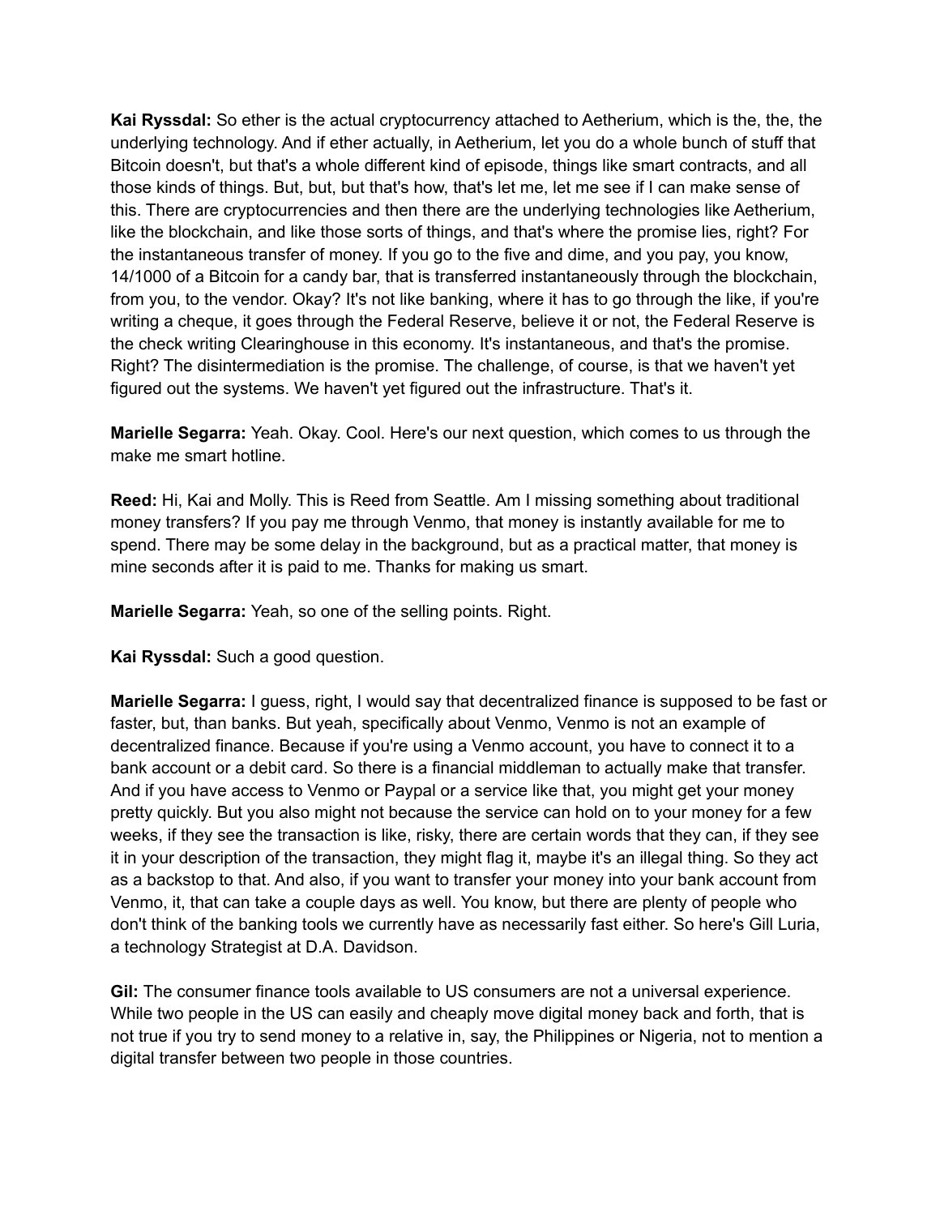**Kai Ryssdal:** So ether is the actual cryptocurrency attached to Aetherium, which is the, the, the underlying technology. And if ether actually, in Aetherium, let you do a whole bunch of stuff that Bitcoin doesn't, but that's a whole different kind of episode, things like smart contracts, and all those kinds of things. But, but, but that's how, that's let me, let me see if I can make sense of this. There are cryptocurrencies and then there are the underlying technologies like Aetherium, like the blockchain, and like those sorts of things, and that's where the promise lies, right? For the instantaneous transfer of money. If you go to the five and dime, and you pay, you know, 14/1000 of a Bitcoin for a candy bar, that is transferred instantaneously through the blockchain, from you, to the vendor. Okay? It's not like banking, where it has to go through the like, if you're writing a cheque, it goes through the Federal Reserve, believe it or not, the Federal Reserve is the check writing Clearinghouse in this economy. It's instantaneous, and that's the promise. Right? The disintermediation is the promise. The challenge, of course, is that we haven't yet figured out the systems. We haven't yet figured out the infrastructure. That's it.

**Marielle Segarra:** Yeah. Okay. Cool. Here's our next question, which comes to us through the make me smart hotline.

**Reed:** Hi, Kai and Molly. This is Reed from Seattle. Am I missing something about traditional money transfers? If you pay me through Venmo, that money is instantly available for me to spend. There may be some delay in the background, but as a practical matter, that money is mine seconds after it is paid to me. Thanks for making us smart.

**Marielle Segarra:** Yeah, so one of the selling points. Right.

**Kai Ryssdal:** Such a good question.

**Marielle Segarra:** I guess, right, I would say that decentralized finance is supposed to be fast or faster, but, than banks. But yeah, specifically about Venmo, Venmo is not an example of decentralized finance. Because if you're using a Venmo account, you have to connect it to a bank account or a debit card. So there is a financial middleman to actually make that transfer. And if you have access to Venmo or Paypal or a service like that, you might get your money pretty quickly. But you also might not because the service can hold on to your money for a few weeks, if they see the transaction is like, risky, there are certain words that they can, if they see it in your description of the transaction, they might flag it, maybe it's an illegal thing. So they act as a backstop to that. And also, if you want to transfer your money into your bank account from Venmo, it, that can take a couple days as well. You know, but there are plenty of people who don't think of the banking tools we currently have as necessarily fast either. So here's Gill Luria, a technology Strategist at D.A. Davidson.

**Gil:** The consumer finance tools available to US consumers are not a universal experience. While two people in the US can easily and cheaply move digital money back and forth, that is not true if you try to send money to a relative in, say, the Philippines or Nigeria, not to mention a digital transfer between two people in those countries.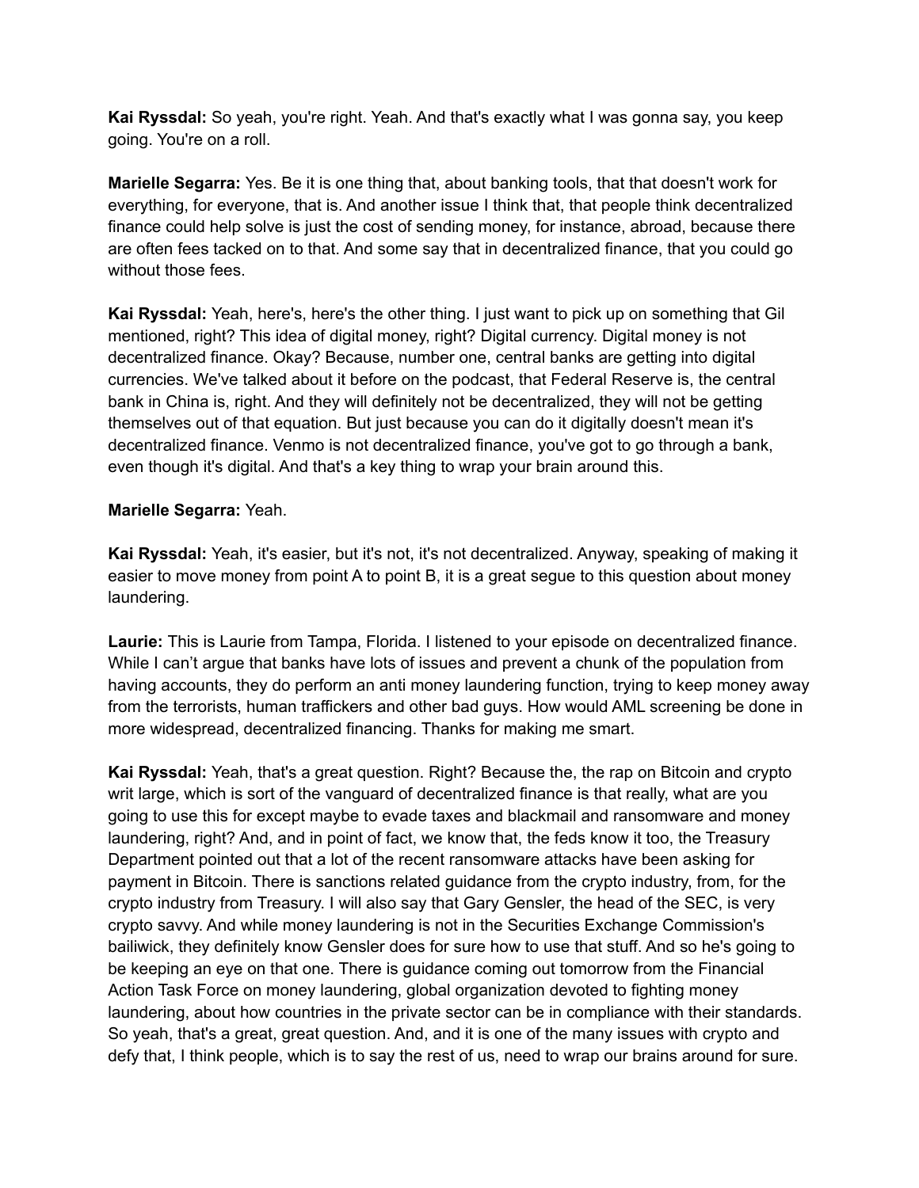**Kai Ryssdal:** So yeah, you're right. Yeah. And that's exactly what I was gonna say, you keep going. You're on a roll.

**Marielle Segarra:** Yes. Be it is one thing that, about banking tools, that that doesn't work for everything, for everyone, that is. And another issue I think that, that people think decentralized finance could help solve is just the cost of sending money, for instance, abroad, because there are often fees tacked on to that. And some say that in decentralized finance, that you could go without those fees.

**Kai Ryssdal:** Yeah, here's, here's the other thing. I just want to pick up on something that Gil mentioned, right? This idea of digital money, right? Digital currency. Digital money is not decentralized finance. Okay? Because, number one, central banks are getting into digital currencies. We've talked about it before on the podcast, that Federal Reserve is, the central bank in China is, right. And they will definitely not be decentralized, they will not be getting themselves out of that equation. But just because you can do it digitally doesn't mean it's decentralized finance. Venmo is not decentralized finance, you've got to go through a bank, even though it's digital. And that's a key thing to wrap your brain around this.

**Marielle Segarra:** Yeah.

**Kai Ryssdal:** Yeah, it's easier, but it's not, it's not decentralized. Anyway, speaking of making it easier to move money from point A to point B, it is a great segue to this question about money laundering.

**Laurie:** This is Laurie from Tampa, Florida. I listened to your episode on decentralized finance. While I can't argue that banks have lots of issues and prevent a chunk of the population from having accounts, they do perform an anti money laundering function, trying to keep money away from the terrorists, human traffickers and other bad guys. How would AML screening be done in more widespread, decentralized financing. Thanks for making me smart.

**Kai Ryssdal:** Yeah, that's a great question. Right? Because the, the rap on Bitcoin and crypto writ large, which is sort of the vanguard of decentralized finance is that really, what are you going to use this for except maybe to evade taxes and blackmail and ransomware and money laundering, right? And, and in point of fact, we know that, the feds know it too, the Treasury Department pointed out that a lot of the recent ransomware attacks have been asking for payment in Bitcoin. There is sanctions related guidance from the crypto industry, from, for the crypto industry from Treasury. I will also say that Gary Gensler, the head of the SEC, is very crypto savvy. And while money laundering is not in the Securities Exchange Commission's bailiwick, they definitely know Gensler does for sure how to use that stuff. And so he's going to be keeping an eye on that one. There is guidance coming out tomorrow from the Financial Action Task Force on money laundering, global organization devoted to fighting money laundering, about how countries in the private sector can be in compliance with their standards. So yeah, that's a great, great question. And, and it is one of the many issues with crypto and defy that, I think people, which is to say the rest of us, need to wrap our brains around for sure.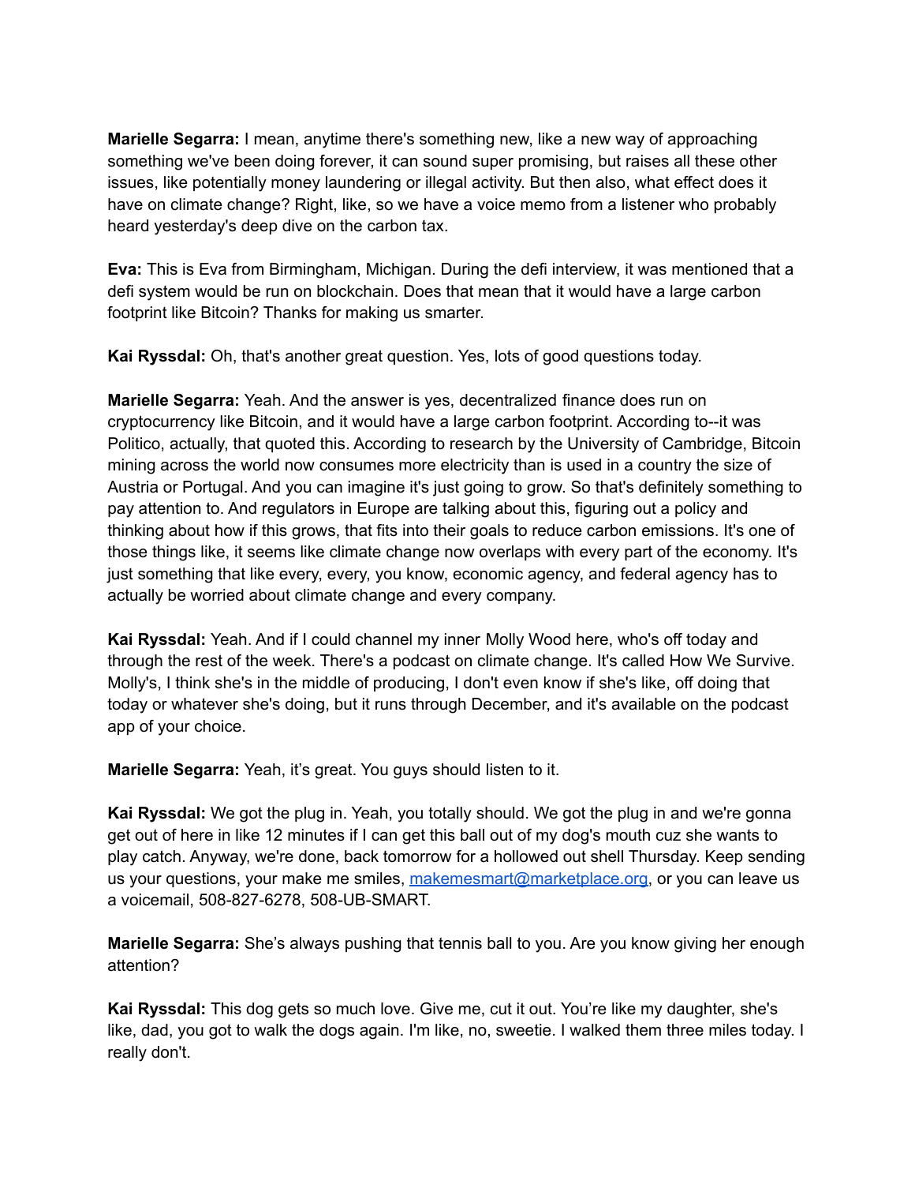**Marielle Segarra:** I mean, anytime there's something new, like a new way of approaching something we've been doing forever, it can sound super promising, but raises all these other issues, like potentially money laundering or illegal activity. But then also, what effect does it have on climate change? Right, like, so we have a voice memo from a listener who probably heard yesterday's deep dive on the carbon tax.

**Eva:** This is Eva from Birmingham, Michigan. During the defi interview, it was mentioned that a defi system would be run on blockchain. Does that mean that it would have a large carbon footprint like Bitcoin? Thanks for making us smarter.

**Kai Ryssdal:** Oh, that's another great question. Yes, lots of good questions today.

**Marielle Segarra:** Yeah. And the answer is yes, decentralized finance does run on cryptocurrency like Bitcoin, and it would have a large carbon footprint. According to--it was Politico, actually, that quoted this. According to research by the University of Cambridge, Bitcoin mining across the world now consumes more electricity than is used in a country the size of Austria or Portugal. And you can imagine it's just going to grow. So that's definitely something to pay attention to. And regulators in Europe are talking about this, figuring out a policy and thinking about how if this grows, that fits into their goals to reduce carbon emissions. It's one of those things like, it seems like climate change now overlaps with every part of the economy. It's just something that like every, every, you know, economic agency, and federal agency has to actually be worried about climate change and every company.

**Kai Ryssdal:** Yeah. And if I could channel my inner Molly Wood here, who's off today and through the rest of the week. There's a podcast on climate change. It's called How We Survive. Molly's, I think she's in the middle of producing, I don't even know if she's like, off doing that today or whatever she's doing, but it runs through December, and it's available on the podcast app of your choice.

**Marielle Segarra:** Yeah, it's great. You guys should listen to it.

**Kai Ryssdal:** We got the plug in. Yeah, you totally should. We got the plug in and we're gonna get out of here in like 12 minutes if I can get this ball out of my dog's mouth cuz she wants to play catch. Anyway, we're done, back tomorrow for a hollowed out shell Thursday. Keep sending us your questions, your make me smiles, [makemesmart@marketplace.org](mailto:makemesmart@marketplace.org), or you can leave us a voicemail, 508-827-6278, 508-UB-SMART.

**Marielle Segarra:** She's always pushing that tennis ball to you. Are you know giving her enough attention?

**Kai Ryssdal:** This dog gets so much love. Give me, cut it out. You're like my daughter, she's like, dad, you got to walk the dogs again. I'm like, no, sweetie. I walked them three miles today. I really don't.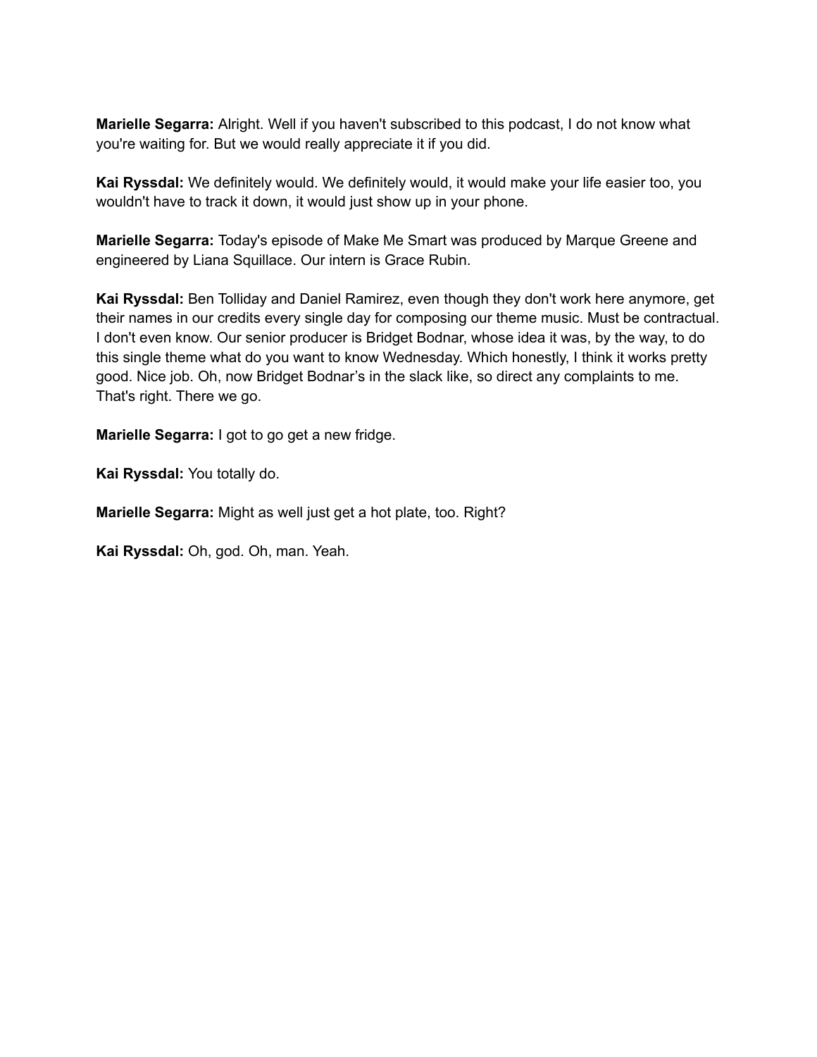**Marielle Segarra:** Alright. Well if you haven't subscribed to this podcast, I do not know what you're waiting for. But we would really appreciate it if you did.

**Kai Ryssdal:** We definitely would. We definitely would, it would make your life easier too, you wouldn't have to track it down, it would just show up in your phone.

**Marielle Segarra:** Today's episode of Make Me Smart was produced by Marque Greene and engineered by Liana Squillace. Our intern is Grace Rubin.

**Kai Ryssdal:** Ben Tolliday and Daniel Ramirez, even though they don't work here anymore, get their names in our credits every single day for composing our theme music. Must be contractual. I don't even know. Our senior producer is Bridget Bodnar, whose idea it was, by the way, to do this single theme what do you want to know Wednesday. Which honestly, I think it works pretty good. Nice job. Oh, now Bridget Bodnar's in the slack like, so direct any complaints to me. That's right. There we go.

**Marielle Segarra:** I got to go get a new fridge.

**Kai Ryssdal:** You totally do.

**Marielle Segarra:** Might as well just get a hot plate, too. Right?

**Kai Ryssdal:** Oh, god. Oh, man. Yeah.